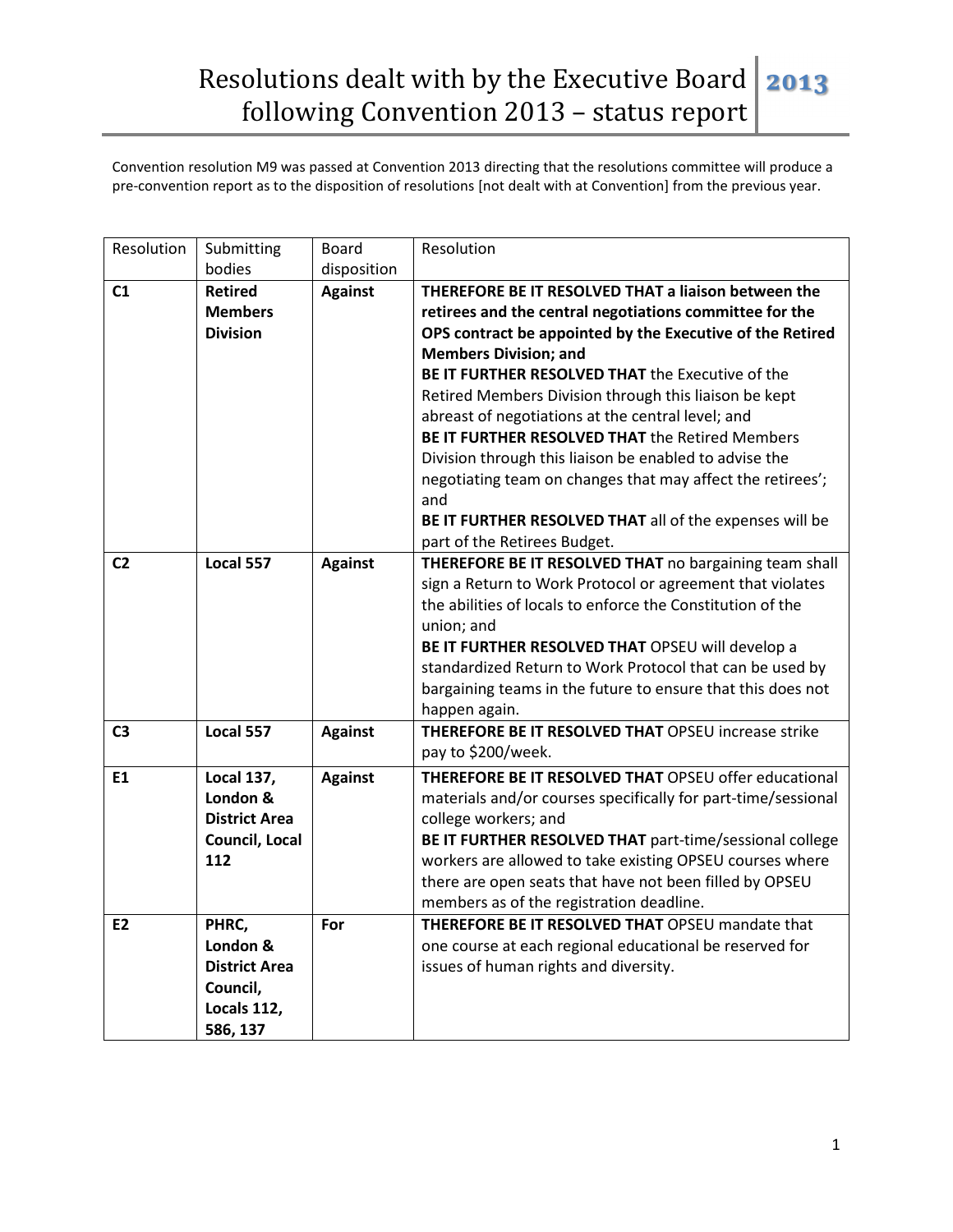# Resolutions dealt with by the Executive Board following Convention 2013 – status report

**2013**

Convention resolution M9 was passed at Convention 2013 directing that the resolutions committee will produce a pre-convention report as to the disposition of resolutions [not dealt with at Convention] from the previous year.

| Resolution | Submitting bodies | Board disposition | Resolution |
|---|---|---|---|
| **C1** | **Retired Members Division** | **Against** | **THEREFORE BE IT RESOLVED THAT a liaison between the retirees and the central negotiations committee for the OPS contract be appointed by the Executive of the Retired Members Division; and** <br> **BE IT FURTHER RESOLVED THAT** the Executive of the Retired Members Division through this liaison be kept abreast of negotiations at the central level; and <br> **BE IT FURTHER RESOLVED THAT** the Retired Members Division through this liaison be enabled to advise the negotiating team on changes that may affect the retirees'; and <br> **BE IT FURTHER RESOLVED THAT** all of the expenses will be part of the Retirees Budget. |
| **C2** | **Local 557** | **Against** | **THEREFORE BE IT RESOLVED THAT** no bargaining team shall sign a Return to Work Protocol or agreement that violates the abilities of locals to enforce the Constitution of the union; and <br> **BE IT FURTHER RESOLVED THAT** OPSEU will develop a standardized Return to Work Protocol that can be used by bargaining teams in the future to ensure that this does not happen again. |
| **C3** | **Local 557** | **Against** | **THEREFORE BE IT RESOLVED THAT** OPSEU increase strike pay to $200/week. |
| **E1** | **Local 137, London & District Area Council, Local 112** | **Against** | **THEREFORE BE IT RESOLVED THAT** OPSEU offer educational materials and/or courses specifically for part-time/sessional college workers; and <br> **BE IT FURTHER RESOLVED THAT** part-time/sessional college workers are allowed to take existing OPSEU courses where there are open seats that have not been filled by OPSEU members as of the registration deadline. |
| **E2** | **PHRC, London & District Area Council, Locals 112, 586, 137** | **For** | **THEREFORE BE IT RESOLVED THAT** OPSEU mandate that one course at each regional educational be reserved for issues of human rights and diversity. |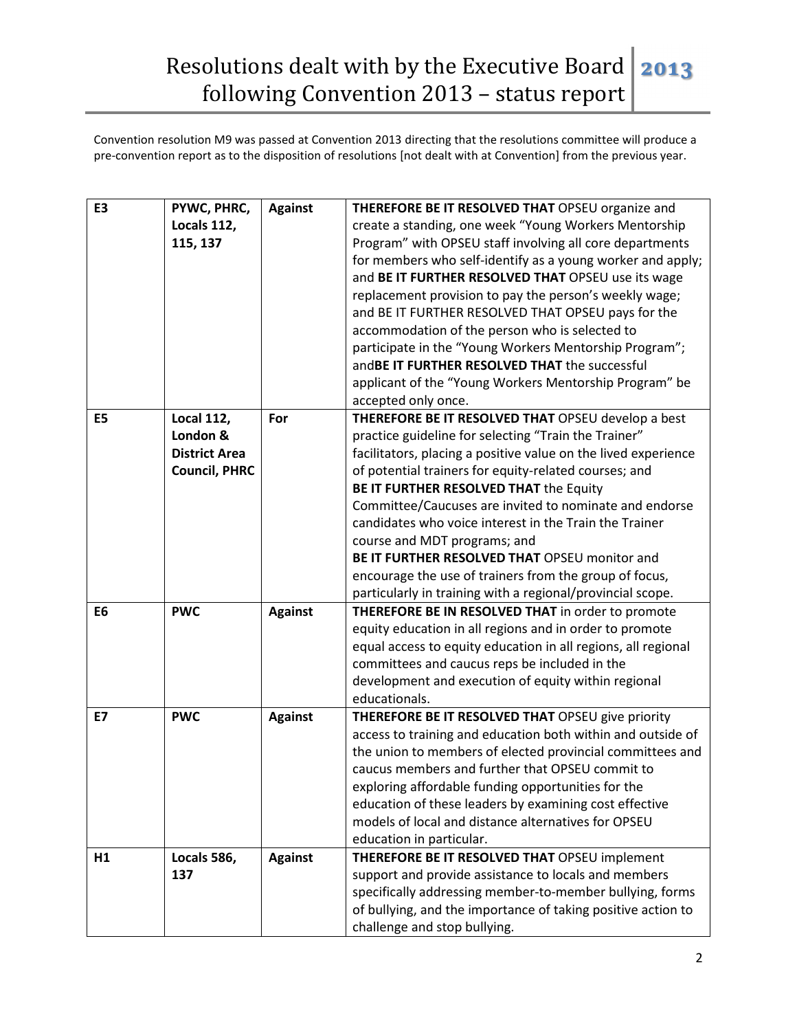# Resolutions dealt with by the Executive Board following Convention 2013 – status report

Convention resolution M9 was passed at Convention 2013 directing that the resolutions committee will produce a pre-convention report as to the disposition of resolutions [not dealt with at Convention] from the previous year.

| | | | |
|---|---|---|---|
| **E3** | **PYWC, PHRC, Locals 112, 115, 137** | **Against** | **THEREFORE BE IT RESOLVED THAT** OPSEU organize and create a standing, one week "Young Workers Mentorship Program" with OPSEU staff involving all core departments for members who self-identify as a young worker and apply; and **BE IT FURTHER RESOLVED THAT** OPSEU use its wage replacement provision to pay the person's weekly wage; and BE IT FURTHER RESOLVED THAT OPSEU pays for the accommodation of the person who is selected to participate in the "Young Workers Mentorship Program"; and**BE IT FURTHER RESOLVED THAT** the successful applicant of the "Young Workers Mentorship Program" be accepted only once. |
| **E5** | **Local 112, London & District Area Council, PHRC** | **For** | **THEREFORE BE IT RESOLVED THAT** OPSEU develop a best practice guideline for selecting "Train the Trainer" facilitators, placing a positive value on the lived experience of potential trainers for equity-related courses; and **BE IT FURTHER RESOLVED THAT** the Equity Committee/Caucuses are invited to nominate and endorse candidates who voice interest in the Train the Trainer course and MDT programs; and **BE IT FURTHER RESOLVED THAT** OPSEU monitor and encourage the use of trainers from the group of focus, particularly in training with a regional/provincial scope. |
| **E6** | **PWC** | **Against** | **THEREFORE BE IN RESOLVED THAT** in order to promote equity education in all regions and in order to promote equal access to equity education in all regions, all regional committees and caucus reps be included in the development and execution of equity within regional educationals. |
| **E7** | **PWC** | **Against** | **THEREFORE BE IT RESOLVED THAT** OPSEU give priority access to training and education both within and outside of the union to members of elected provincial committees and caucus members and further that OPSEU commit to exploring affordable funding opportunities for the education of these leaders by examining cost effective models of local and distance alternatives for OPSEU education in particular. |
| **H1** | **Locals 586, 137** | **Against** | **THEREFORE BE IT RESOLVED THAT** OPSEU implement support and provide assistance to locals and members specifically addressing member-to-member bullying, forms of bullying, and the importance of taking positive action to challenge and stop bullying. |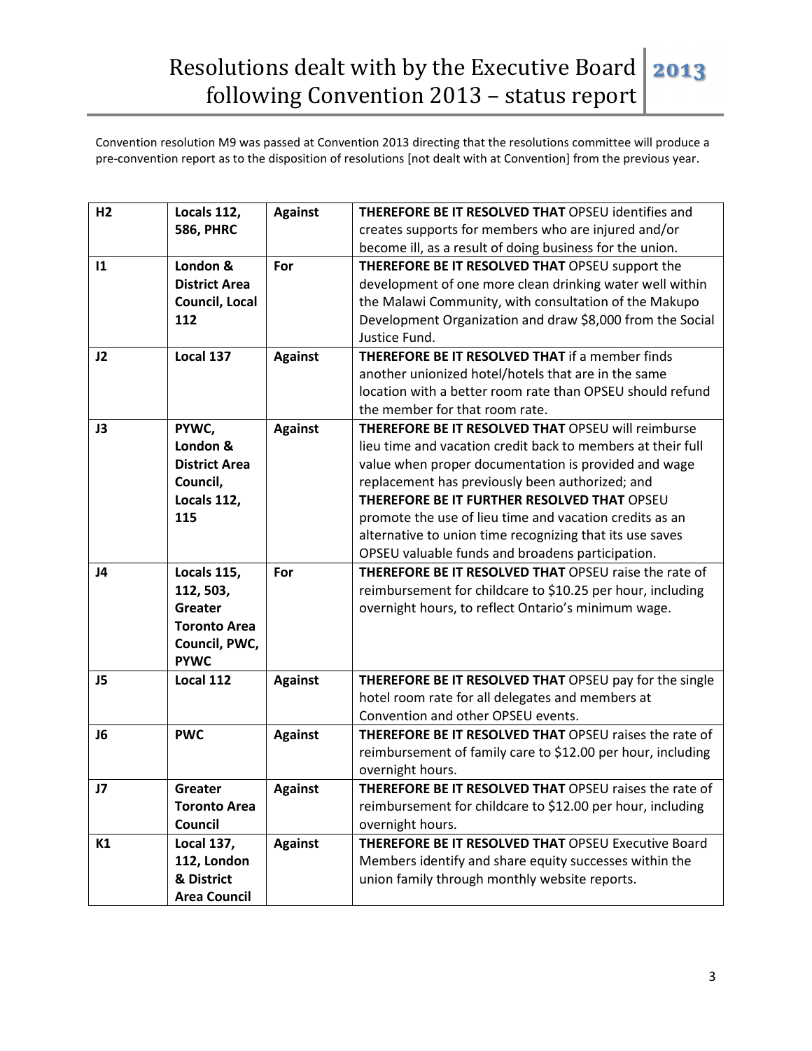Convention resolution M9 was passed at Convention 2013 directing that the resolutions committee will produce a pre-convention report as to the disposition of resolutions [not dealt with at Convention] from the previous year.

| | | | |
|---|---|---|---|
| **H2** | **Locals 112, 586, PHRC** | **Against** | **THEREFORE BE IT RESOLVED THAT** OPSEU identifies and creates supports for members who are injured and/or become ill, as a result of doing business for the union. |
| **I1** | **London & District Area Council, Local 112** | **For** | **THEREFORE BE IT RESOLVED THAT** OPSEU support the development of one more clean drinking water well within the Malawi Community, with consultation of the Makupo Development Organization and draw $8,000 from the Social Justice Fund. |
| **J2** | **Local 137** | **Against** | **THEREFORE BE IT RESOLVED THAT** if a member finds another unionized hotel/hotels that are in the same location with a better room rate than OPSEU should refund the member for that room rate. |
| **J3** | **PYWC, London & District Area Council, Locals 112, 115** | **Against** | **THEREFORE BE IT RESOLVED THAT** OPSEU will reimburse lieu time and vacation credit back to members at their full value when proper documentation is provided and wage replacement has previously been authorized; and **THEREFORE BE IT FURTHER RESOLVED THAT** OPSEU promote the use of lieu time and vacation credits as an alternative to union time recognizing that its use saves OPSEU valuable funds and broadens participation. |
| **J4** | **Locals 115, 112, 503, Greater Toronto Area Council, PWC, PYWC** | **For** | **THEREFORE BE IT RESOLVED THAT** OPSEU raise the rate of reimbursement for childcare to $10.25 per hour, including overnight hours, to reflect Ontario's minimum wage. |
| **J5** | **Local 112** | **Against** | **THEREFORE BE IT RESOLVED THAT** OPSEU pay for the single hotel room rate for all delegates and members at Convention and other OPSEU events. |
| **J6** | **PWC** | **Against** | **THEREFORE BE IT RESOLVED THAT** OPSEU raises the rate of reimbursement of family care to $12.00 per hour, including overnight hours. |
| **J7** | **Greater Toronto Area Council** | **Against** | **THEREFORE BE IT RESOLVED THAT** OPSEU raises the rate of reimbursement for childcare to $12.00 per hour, including overnight hours. |
| **K1** | **Local 137, 112, London & District Area Council** | **Against** | **THEREFORE BE IT RESOLVED THAT** OPSEU Executive Board Members identify and share equity successes within the union family through monthly website reports. |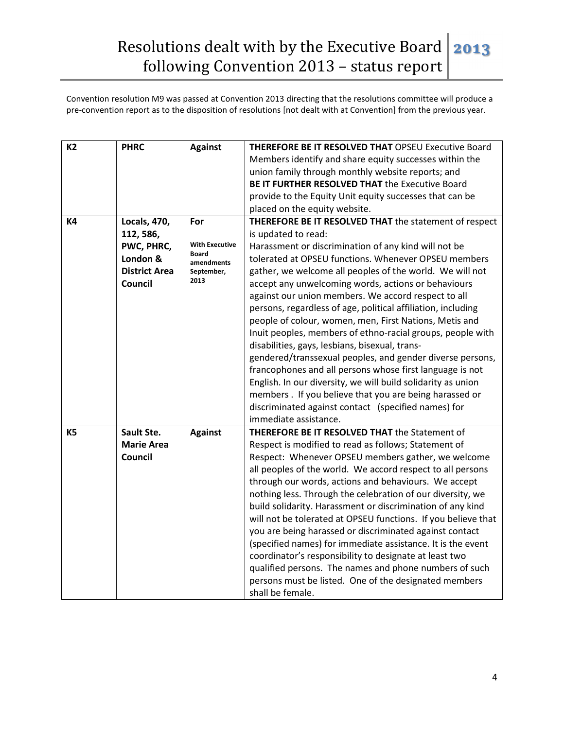# Resolutions dealt with by the Executive Board following Convention 2013 – status report

Convention resolution M9 was passed at Convention 2013 directing that the resolutions committee will produce a pre-convention report as to the disposition of resolutions [not dealt with at Convention] from the previous year.

| | | | |
|---|---|---|---|
| **K2** | **PHRC** | **Against** | **THEREFORE BE IT RESOLVED THAT** OPSEU Executive Board Members identify and share equity successes within the union family through monthly website reports; and **BE IT FURTHER RESOLVED THAT** the Executive Board provide to the Equity Unit equity successes that can be placed on the equity website. |
| **K4** | **Locals, 470, 112, 586, PWC, PHRC, London & District Area Council** | **For** **With Executive Board amendments September, 2013** | **THEREFORE BE IT RESOLVED THAT** the statement of respect is updated to read: Harassment or discrimination of any kind will not be tolerated at OPSEU functions. Whenever OPSEU members gather, we welcome all peoples of the world. We will not accept any unwelcoming words, actions or behaviours against our union members. We accord respect to all persons, regardless of age, political affiliation, including people of colour, women, men, First Nations, Metis and Inuit peoples, members of ethno-racial groups, people with disabilities, gays, lesbians, bisexual, trans-gendered/transsexual peoples, and gender diverse persons, francophones and all persons whose first language is not English. In our diversity, we will build solidarity as union members . If you believe that you are being harassed or discriminated against contact (specified names) for immediate assistance. |
| **K5** | **Sault Ste. Marie Area Council** | **Against** | **THEREFORE BE IT RESOLVED THAT** the Statement of Respect is modified to read as follows; Statement of Respect: Whenever OPSEU members gather, we welcome all peoples of the world. We accord respect to all persons through our words, actions and behaviours. We accept nothing less. Through the celebration of our diversity, we build solidarity. Harassment or discrimination of any kind will not be tolerated at OPSEU functions. If you believe that you are being harassed or discriminated against contact (specified names) for immediate assistance. It is the event coordinator's responsibility to designate at least two qualified persons. The names and phone numbers of such persons must be listed. One of the designated members shall be female. |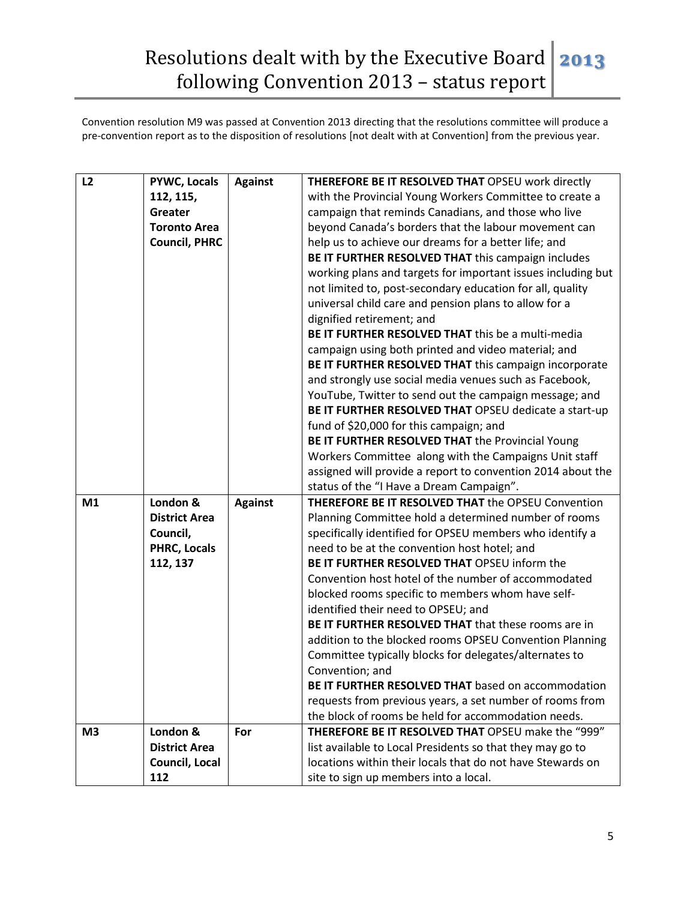# Resolutions dealt with by the Executive Board following Convention 2013 – status report

Convention resolution M9 was passed at Convention 2013 directing that the resolutions committee will produce a pre-convention report as to the disposition of resolutions [not dealt with at Convention] from the previous year.

| | | | |
|---|---|---|---|
| **L2** | **PYWC, Locals 112, 115, Greater Toronto Area Council, PHRC** | **Against** | **THEREFORE BE IT RESOLVED THAT** OPSEU work directly with the Provincial Young Workers Committee to create a campaign that reminds Canadians, and those who live beyond Canada's borders that the labour movement can help us to achieve our dreams for a better life; and<br>**BE IT FURTHER RESOLVED THAT** this campaign includes working plans and targets for important issues including but not limited to, post-secondary education for all, quality universal child care and pension plans to allow for a dignified retirement; and<br>**BE IT FURTHER RESOLVED THAT** this be a multi-media campaign using both printed and video material; and<br>**BE IT FURTHER RESOLVED THAT** this campaign incorporate and strongly use social media venues such as Facebook, YouTube, Twitter to send out the campaign message; and<br>**BE IT FURTHER RESOLVED THAT** OPSEU dedicate a start-up fund of $20,000 for this campaign; and<br>**BE IT FURTHER RESOLVED THAT** the Provincial Young Workers Committee along with the Campaigns Unit staff assigned will provide a report to convention 2014 about the status of the "I Have a Dream Campaign". |
| **M1** | **London & District Area Council, PHRC, Locals 112, 137** | **Against** | **THEREFORE BE IT RESOLVED THAT** the OPSEU Convention Planning Committee hold a determined number of rooms specifically identified for OPSEU members who identify a need to be at the convention host hotel; and<br>**BE IT FURTHER RESOLVED THAT** OPSEU inform the Convention host hotel of the number of accommodated blocked rooms specific to members whom have self-identified their need to OPSEU; and<br>**BE IT FURTHER RESOLVED THAT** that these rooms are in addition to the blocked rooms OPSEU Convention Planning Committee typically blocks for delegates/alternates to Convention; and<br>**BE IT FURTHER RESOLVED THAT** based on accommodation requests from previous years, a set number of rooms from the block of rooms be held for accommodation needs. |
| **M3** | **London & District Area Council, Local 112** | **For** | **THEREFORE BE IT RESOLVED THAT** OPSEU make the "999" list available to Local Presidents so that they may go to locations within their locals that do not have Stewards on site to sign up members into a local. |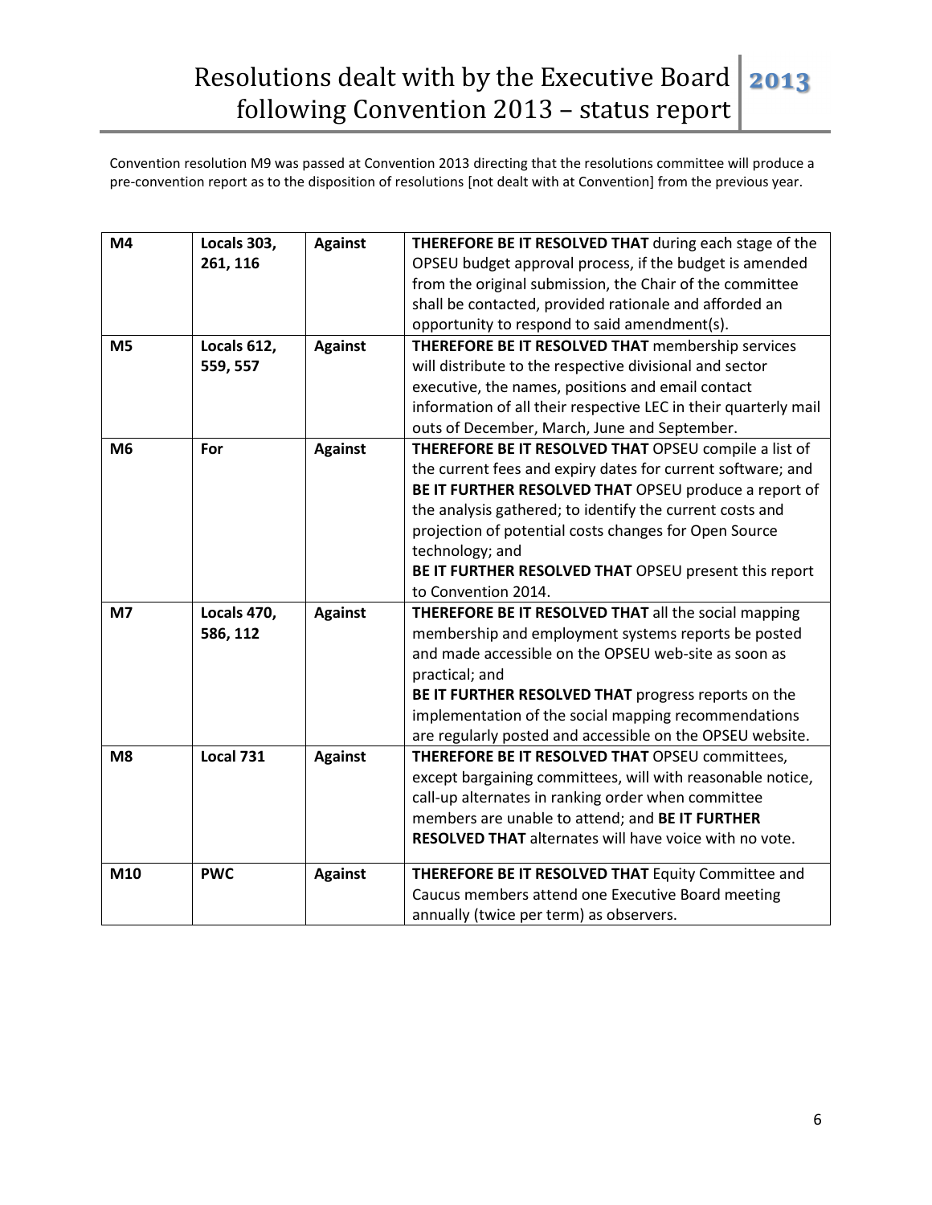Convention resolution M9 was passed at Convention 2013 directing that the resolutions committee will produce a pre-convention report as to the disposition of resolutions [not dealt with at Convention] from the previous year.

| | | | |
|---|---|---|---|
| **M4** | **Locals 303, 261, 116** | **Against** | **THEREFORE BE IT RESOLVED THAT** during each stage of the OPSEU budget approval process, if the budget is amended from the original submission, the Chair of the committee shall be contacted, provided rationale and afforded an opportunity to respond to said amendment(s). |
| **M5** | **Locals 612, 559, 557** | **Against** | **THEREFORE BE IT RESOLVED THAT** membership services will distribute to the respective divisional and sector executive, the names, positions and email contact information of all their respective LEC in their quarterly mail outs of December, March, June and September. |
| **M6** | **For** | **Against** | **THEREFORE BE IT RESOLVED THAT** OPSEU compile a list of the current fees and expiry dates for current software; and **BE IT FURTHER RESOLVED THAT** OPSEU produce a report of the analysis gathered; to identify the current costs and projection of potential costs changes for Open Source technology; and **BE IT FURTHER RESOLVED THAT** OPSEU present this report to Convention 2014. |
| **M7** | **Locals 470, 586, 112** | **Against** | **THEREFORE BE IT RESOLVED THAT** all the social mapping membership and employment systems reports be posted and made accessible on the OPSEU web-site as soon as practical; and **BE IT FURTHER RESOLVED THAT** progress reports on the implementation of the social mapping recommendations are regularly posted and accessible on the OPSEU website. |
| **M8** | **Local 731** | **Against** | **THEREFORE BE IT RESOLVED THAT** OPSEU committees, except bargaining committees, will with reasonable notice, call-up alternates in ranking order when committee members are unable to attend; and **BE IT FURTHER RESOLVED THAT** alternates will have voice with no vote. |
| **M10** | **PWC** | **Against** | **THEREFORE BE IT RESOLVED THAT** Equity Committee and Caucus members attend one Executive Board meeting annually (twice per term) as observers. |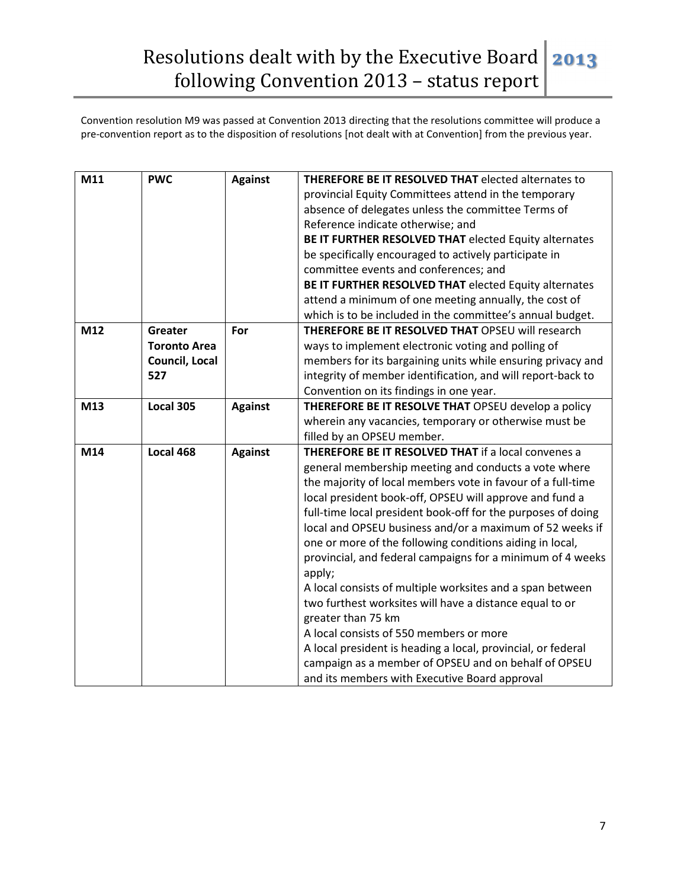Convention resolution M9 was passed at Convention 2013 directing that the resolutions committee will produce a pre-convention report as to the disposition of resolutions [not dealt with at Convention] from the previous year.

| | | | |
|---|---|---|---|
| **M11** | **PWC** | **Against** | **THEREFORE BE IT RESOLVED THAT** elected alternates to provincial Equity Committees attend in the temporary absence of delegates unless the committee Terms of Reference indicate otherwise; and **BE IT FURTHER RESOLVED THAT** elected Equity alternates be specifically encouraged to actively participate in committee events and conferences; and **BE IT FURTHER RESOLVED THAT** elected Equity alternates attend a minimum of one meeting annually, the cost of which is to be included in the committee's annual budget. |
| **M12** | **Greater Toronto Area Council, Local 527** | **For** | **THEREFORE BE IT RESOLVED THAT** OPSEU will research ways to implement electronic voting and polling of members for its bargaining units while ensuring privacy and integrity of member identification, and will report-back to Convention on its findings in one year. |
| **M13** | **Local 305** | **Against** | **THEREFORE BE IT RESOLVE THAT** OPSEU develop a policy wherein any vacancies, temporary or otherwise must be filled by an OPSEU member. |
| **M14** | **Local 468** | **Against** | **THEREFORE BE IT RESOLVED THAT** if a local convenes a general membership meeting and conducts a vote where the majority of local members vote in favour of a full-time local president book-off, OPSEU will approve and fund a full-time local president book-off for the purposes of doing local and OPSEU business and/or a maximum of 52 weeks if one or more of the following conditions aiding in local, provincial, and federal campaigns for a minimum of 4 weeks apply; A local consists of multiple worksites and a span between two furthest worksites will have a distance equal to or greater than 75 km A local consists of 550 members or more A local president is heading a local, provincial, or federal campaign as a member of OPSEU and on behalf of OPSEU and its members with Executive Board approval |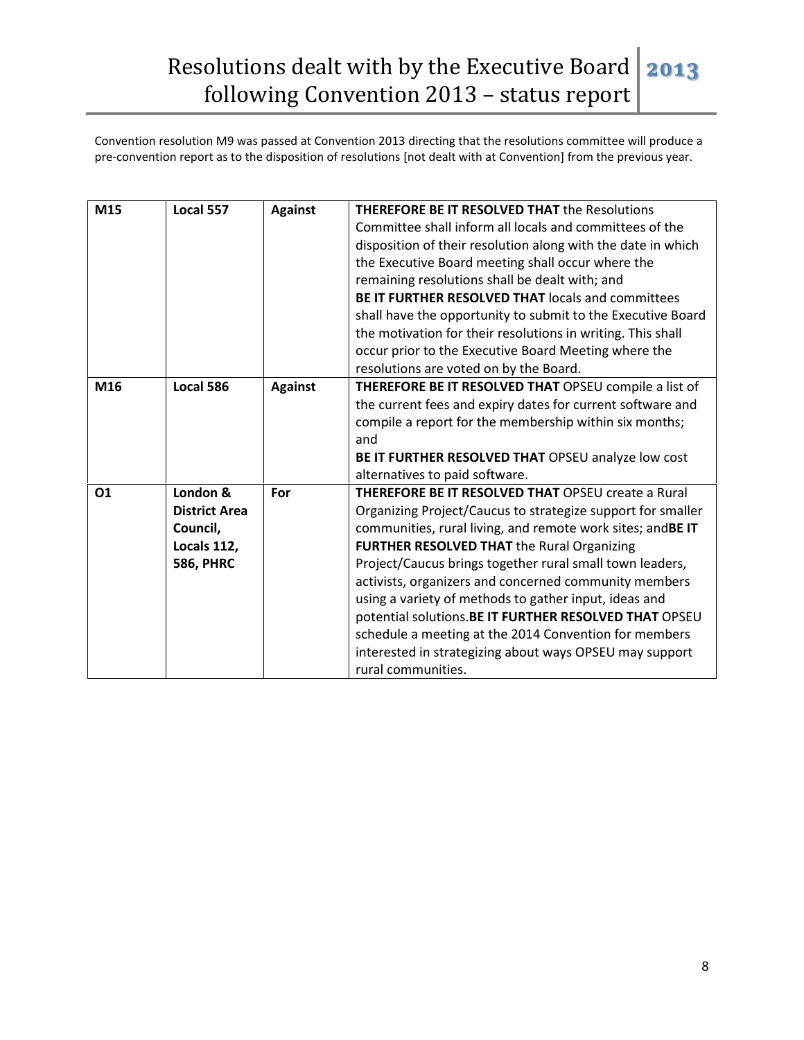Convention resolution M9 was passed at Convention 2013 directing that the resolutions committee will produce a pre-convention report as to the disposition of resolutions [not dealt with at Convention] from the previous year.

| | | | |
|---|---|---|---|
| **M15** | **Local 557** | **Against** | **THEREFORE BE IT RESOLVED THAT** the Resolutions Committee shall inform all locals and committees of the disposition of their resolution along with the date in which the Executive Board meeting shall occur where the remaining resolutions shall be dealt with; and<br>**BE IT FURTHER RESOLVED THAT** locals and committees shall have the opportunity to submit to the Executive Board the motivation for their resolutions in writing. This shall occur prior to the Executive Board Meeting where the resolutions are voted on by the Board. |
| **M16** | **Local 586** | **Against** | **THEREFORE BE IT RESOLVED THAT** OPSEU compile a list of the current fees and expiry dates for current software and compile a report for the membership within six months; and<br>**BE IT FURTHER RESOLVED THAT** OPSEU analyze low cost alternatives to paid software. |
| **O1** | **London & District Area Council, Locals 112, 586, PHRC** | **For** | **THEREFORE BE IT RESOLVED THAT** OPSEU create a Rural Organizing Project/Caucus to strategize support for smaller communities, rural living, and remote work sites; and**BE IT FURTHER RESOLVED THAT** the Rural Organizing Project/Caucus brings together rural small town leaders, activists, organizers and concerned community members using a variety of methods to gather input, ideas and potential solutions.**BE IT FURTHER RESOLVED THAT** OPSEU schedule a meeting at the 2014 Convention for members interested in strategizing about ways OPSEU may support rural communities. |